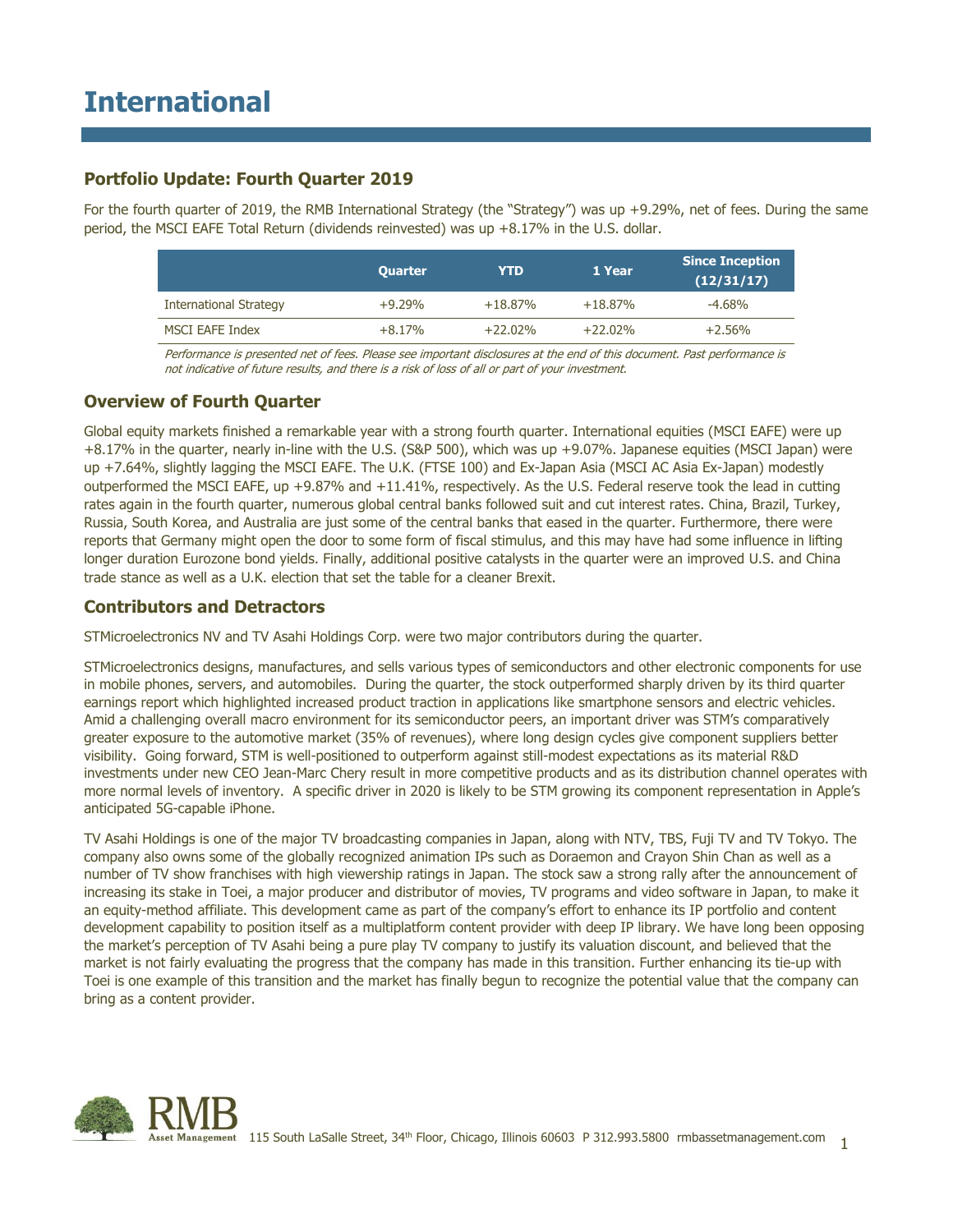# International

## Portfolio Update: Fourth Quarter 2019

For the fourth quarter of 2019, the RMB International Strategy (the "Strategy") was up +9.29%, net of fees. During the same period, the MSCI EAFE Total Return (dividends reinvested) was up +8.17% in the U.S. dollar.

| | Quarter | YTD | 1 Year | Since Inception (12/31/17) |
|---|---|---|---|---|
| International Strategy | +9.29% | +18.87% | +18.87% | -4.68% |
| MSCI EAFE Index | +8.17% | +22.02% | +22.02% | +2.56% |

*Performance is presented net of fees. Please see important disclosures at the end of this document. Past performance is not indicative of future results, and there is a risk of loss of all or part of your investment.*

## Overview of Fourth Quarter

Global equity markets finished a remarkable year with a strong fourth quarter. International equities (MSCI EAFE) were up +8.17% in the quarter, nearly in-line with the U.S. (S&P 500), which was up +9.07%. Japanese equities (MSCI Japan) were up +7.64%, slightly lagging the MSCI EAFE. The U.K. (FTSE 100) and Ex-Japan Asia (MSCI AC Asia Ex-Japan) modestly outperformed the MSCI EAFE, up +9.87% and +11.41%, respectively. As the U.S. Federal reserve took the lead in cutting rates again in the fourth quarter, numerous global central banks followed suit and cut interest rates. China, Brazil, Turkey, Russia, South Korea, and Australia are just some of the central banks that eased in the quarter. Furthermore, there were reports that Germany might open the door to some form of fiscal stimulus, and this may have had some influence in lifting longer duration Eurozone bond yields. Finally, additional positive catalysts in the quarter were an improved U.S. and China trade stance as well as a U.K. election that set the table for a cleaner Brexit.

## Contributors and Detractors

STMicroelectronics NV and TV Asahi Holdings Corp. were two major contributors during the quarter.

STMicroelectronics designs, manufactures, and sells various types of semiconductors and other electronic components for use in mobile phones, servers, and automobiles. During the quarter, the stock outperformed sharply driven by its third quarter earnings report which highlighted increased product traction in applications like smartphone sensors and electric vehicles. Amid a challenging overall macro environment for its semiconductor peers, an important driver was STM's comparatively greater exposure to the automotive market (35% of revenues), where long design cycles give component suppliers better visibility. Going forward, STM is well-positioned to outperform against still-modest expectations as its material R&D investments under new CEO Jean-Marc Chery result in more competitive products and as its distribution channel operates with more normal levels of inventory. A specific driver in 2020 is likely to be STM growing its component representation in Apple's anticipated 5G-capable iPhone.

TV Asahi Holdings is one of the major TV broadcasting companies in Japan, along with NTV, TBS, Fuji TV and TV Tokyo. The company also owns some of the globally recognized animation IPs such as Doraemon and Crayon Shin Chan as well as a number of TV show franchises with high viewership ratings in Japan. The stock saw a strong rally after the announcement of increasing its stake in Toei, a major producer and distributor of movies, TV programs and video software in Japan, to make it an equity-method affiliate. This development came as part of the company's effort to enhance its IP portfolio and content development capability to position itself as a multiplatform content provider with deep IP library. We have long been opposing the market's perception of TV Asahi being a pure play TV company to justify its valuation discount, and believed that the market is not fairly evaluating the progress that the company has made in this transition. Further enhancing its tie-up with Toei is one example of this transition and the market has finally begun to recognize the potential value that the company can bring as a content provider.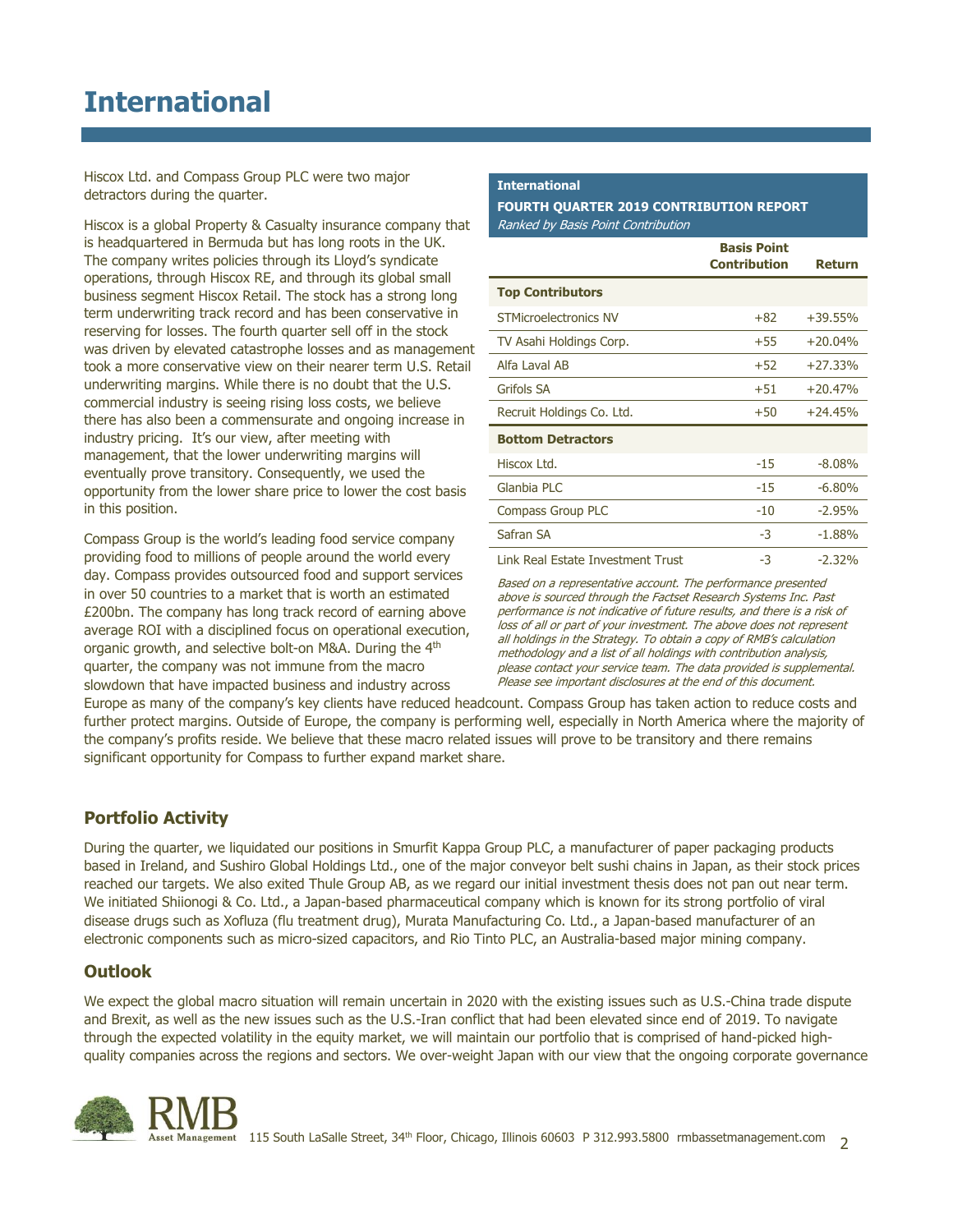# International

Hiscox Ltd. and Compass Group PLC were two major detractors during the quarter.

Hiscox is a global Property & Casualty insurance company that is headquartered in Bermuda but has long roots in the UK. The company writes policies through its Lloyd's syndicate operations, through Hiscox RE, and through its global small business segment Hiscox Retail. The stock has a strong long term underwriting track record and has been conservative in reserving for losses. The fourth quarter sell off in the stock was driven by elevated catastrophe losses and as management took a more conservative view on their nearer term U.S. Retail underwriting margins. While there is no doubt that the U.S. commercial industry is seeing rising loss costs, we believe there has also been a commensurate and ongoing increase in industry pricing. It's our view, after meeting with management, that the lower underwriting margins will eventually prove transitory. Consequently, we used the opportunity from the lower share price to lower the cost basis in this position.

Compass Group is the world's leading food service company providing food to millions of people around the world every day. Compass provides outsourced food and support services in over 50 countries to a market that is worth an estimated £200bn. The company has long track record of earning above average ROI with a disciplined focus on operational execution, organic growth, and selective bolt-on M&A. During the 4th quarter, the company was not immune from the macro slowdown that have impacted business and industry across Europe as many of the company's key clients have reduced headcount. Compass Group has taken action to reduce costs and further protect margins. Outside of Europe, the company is performing well, especially in North America where the majority of the company's profits reside. We believe that these macro related issues will prove to be transitory and there remains significant opportunity for Compass to further expand market share.

**International**
**FOURTH QUARTER 2019 CONTRIBUTION REPORT**
*Ranked by Basis Point Contribution*

| | Basis Point Contribution | Return |
|---|---|---|
| **Top Contributors** | | |
| STMicroelectronics NV | +82 | +39.55% |
| TV Asahi Holdings Corp. | +55 | +20.04% |
| Alfa Laval AB | +52 | +27.33% |
| Grifols SA | +51 | +20.47% |
| Recruit Holdings Co. Ltd. | +50 | +24.45% |
| **Bottom Detractors** | | |
| Hiscox Ltd. | -15 | -8.08% |
| Glanbia PLC | -15 | -6.80% |
| Compass Group PLC | -10 | -2.95% |
| Safran SA | -3 | -1.88% |
| Link Real Estate Investment Trust | -3 | -2.32% |

*Based on a representative account. The performance presented above is sourced through the Factset Research Systems Inc. Past performance is not indicative of future results, and there is a risk of loss of all or part of your investment. The above does not represent all holdings in the Strategy. To obtain a copy of RMB's calculation methodology and a list of all holdings with contribution analysis, please contact your service team. The data provided is supplemental. Please see important disclosures at the end of this document.*

## Portfolio Activity

During the quarter, we liquidated our positions in Smurfit Kappa Group PLC, a manufacturer of paper packaging products based in Ireland, and Sushiro Global Holdings Ltd., one of the major conveyor belt sushi chains in Japan, as their stock prices reached our targets. We also exited Thule Group AB, as we regard our initial investment thesis does not pan out near term. We initiated Shiionogi & Co. Ltd., a Japan-based pharmaceutical company which is known for its strong portfolio of viral disease drugs such as Xofluza (flu treatment drug), Murata Manufacturing Co. Ltd., a Japan-based manufacturer of an electronic components such as micro-sized capacitors, and Rio Tinto PLC, an Australia-based major mining company.

## Outlook

We expect the global macro situation will remain uncertain in 2020 with the existing issues such as U.S.-China trade dispute and Brexit, as well as the new issues such as the U.S.-Iran conflict that had been elevated since end of 2019. To navigate through the expected volatility in the equity market, we will maintain our portfolio that is comprised of hand-picked high-quality companies across the regions and sectors. We over-weight Japan with our view that the ongoing corporate governance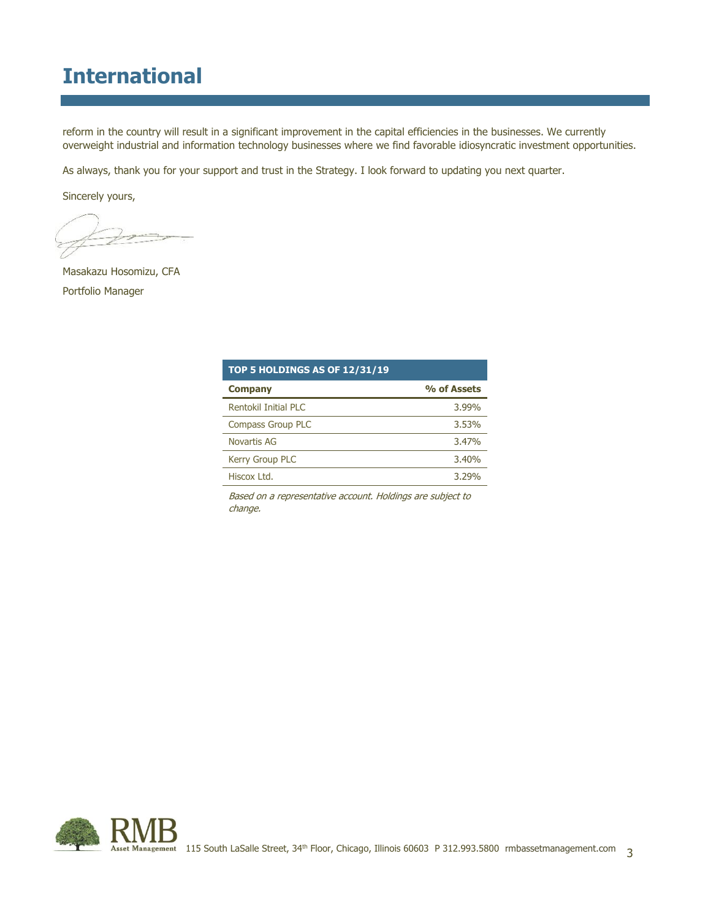# International

reform in the country will result in a significant improvement in the capital efficiencies in the businesses. We currently overweight industrial and information technology businesses where we find favorable idiosyncratic investment opportunities.

As always, thank you for your support and trust in the Strategy. I look forward to updating you next quarter.

Sincerely yours,

Masakazu Hosomizu, CFA

Portfolio Manager

**TOP 5 HOLDINGS AS OF 12/31/19**

| Company | % of Assets |
|---|---|
| Rentokil Initial PLC | 3.99% |
| Compass Group PLC | 3.53% |
| Novartis AG | 3.47% |
| Kerry Group PLC | 3.40% |
| Hiscox Ltd. | 3.29% |

*Based on a representative account. Holdings are subject to change.*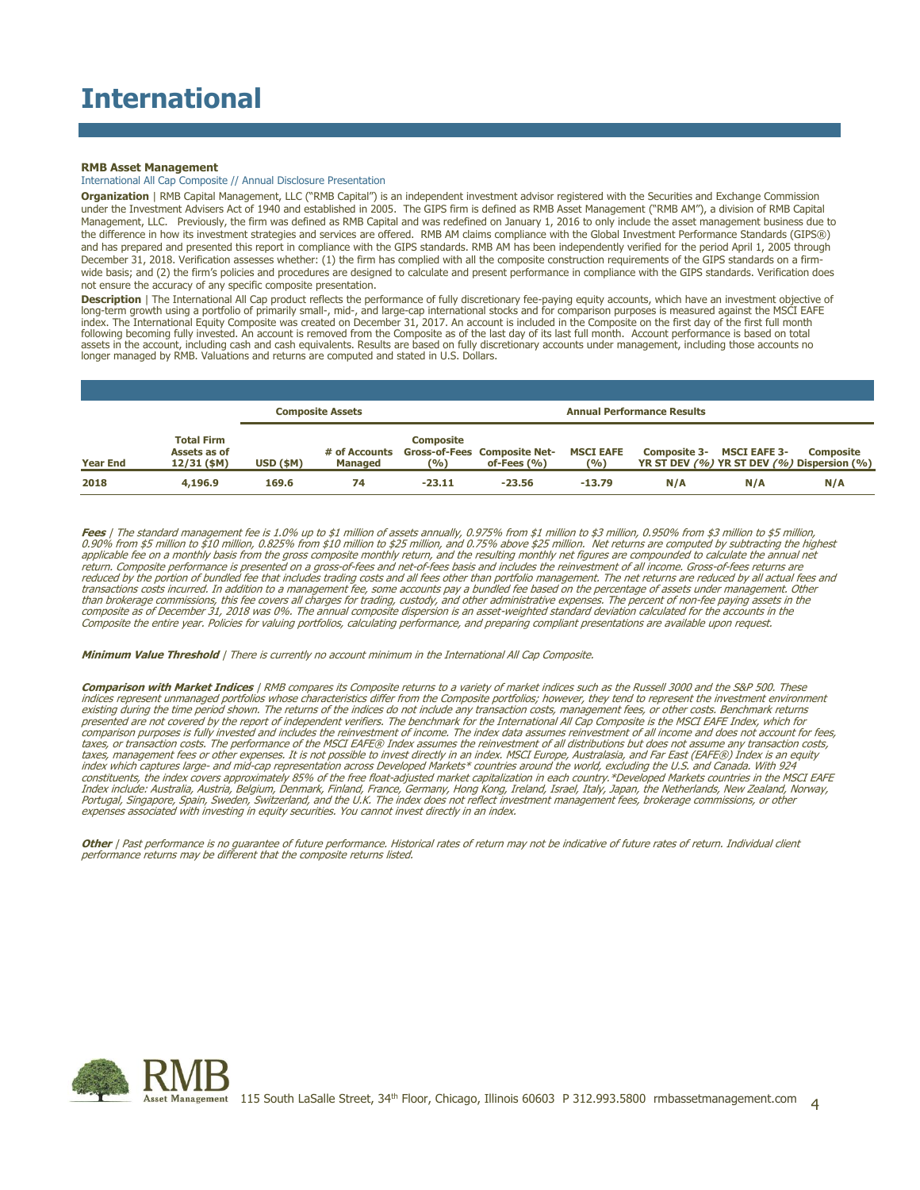# International

**RMB Asset Management**

International All Cap Composite // Annual Disclosure Presentation

**Organization** | RMB Capital Management, LLC ("RMB Capital") is an independent investment advisor registered with the Securities and Exchange Commission under the Investment Advisers Act of 1940 and established in 2005. The GIPS firm is defined as RMB Asset Management ("RMB AM"), a division of RMB Capital Management, LLC. Previously, the firm was defined as RMB Capital and was redefined on January 1, 2016 to only include the asset management business due to the difference in how its investment strategies and services are offered. RMB AM claims compliance with the Global Investment Performance Standards (GIPS®) and has prepared and presented this report in compliance with the GIPS standards. RMB AM has been independently verified for the period April 1, 2005 through December 31, 2018. Verification assesses whether: (1) the firm has complied with all the composite construction requirements of the GIPS standards on a firm-wide basis; and (2) the firm's policies and procedures are designed to calculate and present performance in compliance with the GIPS standards. Verification does not ensure the accuracy of any specific composite presentation.

**Description** | The International All Cap product reflects the performance of fully discretionary fee-paying equity accounts, which have an investment objective of long-term growth using a portfolio of primarily small-, mid-, and large-cap international stocks and for comparison purposes is measured against the MSCI EAFE index. The International Equity Composite was created on December 31, 2017. An account is included in the Composite on the first day of the first full month following becoming fully invested. An account is removed from the Composite as of the last day of its last full month. Account performance is based on total assets in the account, including cash and cash equivalents. Results are based on fully discretionary accounts under management, including those accounts no longer managed by RMB. Valuations and returns are computed and stated in U.S. Dollars.

| | | Composite Assets | | Annual Performance Results | | | | | |
|---|---|---|---|---|---|---|---|---|---|
| **Year End** | **Total Firm Assets as of 12/31 ($M)** | **USD ($M)** | **# of Accounts Managed** | **Composite Gross-of-Fees (%)** | **Composite Net-of-Fees (%)** | **MSCI EAFE (%)** | **Composite 3-YR ST DEV (%)** | **MSCI EAFE 3-YR ST DEV (%)** | **Composite Dispersion (%)** |
| **2018** | **4,196.9** | **169.6** | **74** | **-23.11** | **-23.56** | **-13.79** | **N/A** | **N/A** | **N/A** |

***Fees*** | *The standard management fee is 1.0% up to $1 million of assets annually, 0.975% from $1 million to $3 million, 0.950% from $3 million to $5 million, 0.90% from $5 million to $10 million, 0.825% from $10 million to $25 million, and 0.75% above $25 million. Net returns are computed by subtracting the highest applicable fee on a monthly basis from the gross composite monthly return, and the resulting monthly net figures are compounded to calculate the annual net return. Composite performance is presented on a gross-of-fees and net-of-fees basis and includes the reinvestment of all income. Gross-of-fees returns are reduced by the portion of bundled fee that includes trading costs and all fees other than portfolio management. The net returns are reduced by all actual fees and transactions costs incurred. In addition to a management fee, some accounts pay a bundled fee based on the percentage of assets under management. Other than brokerage commissions, this fee covers all charges for trading, custody, and other administrative expenses. The percent of non-fee paying assets in the composite as of December 31, 2018 was 0%. The annual composite dispersion is an asset-weighted standard deviation calculated for the accounts in the Composite the entire year. Policies for valuing portfolios, calculating performance, and preparing compliant presentations are available upon request.*

***Minimum Value Threshold*** | *There is currently no account minimum in the International All Cap Composite.*

***Comparison with Market Indices*** | *RMB compares its Composite returns to a variety of market indices such as the Russell 3000 and the S&P 500. These indices represent unmanaged portfolios whose characteristics differ from the Composite portfolios; however, they tend to represent the investment environment existing during the time period shown. The returns of the indices do not include any transaction costs, management fees, or other costs. Benchmark returns presented are not covered by the report of independent verifiers. The benchmark for the International All Cap Composite is the MSCI EAFE Index, which for comparison purposes is fully invested and includes the reinvestment of income. The index data assumes reinvestment of all income and does not account for fees, taxes, or transaction costs. The performance of the MSCI EAFE® Index assumes the reinvestment of all distributions but does not assume any transaction costs, taxes, management fees or other expenses. It is not possible to invest directly in an index. MSCI Europe, Australasia, and Far East (EAFE®) Index is an equity index which captures large- and mid-cap representation across Developed Markets* countries around the world, excluding the U.S. and Canada. With 924 constituents, the index covers approximately 85% of the free float-adjusted market capitalization in each country.*Developed Markets countries in the MSCI EAFE Index include: Australia, Austria, Belgium, Denmark, Finland, France, Germany, Hong Kong, Ireland, Israel, Italy, Japan, the Netherlands, New Zealand, Norway, Portugal, Singapore, Spain, Sweden, Switzerland, and the U.K. The index does not reflect investment management fees, brokerage commissions, or other expenses associated with investing in equity securities. You cannot invest directly in an index.*

***Other*** | *Past performance is no guarantee of future performance. Historical rates of return may not be indicative of future rates of return. Individual client performance returns may be different that the composite returns listed.*

RMB Asset Management 115 South LaSalle Street, 34th Floor, Chicago, Illinois 60603 P 312.993.5800 rmbassetmanagement.com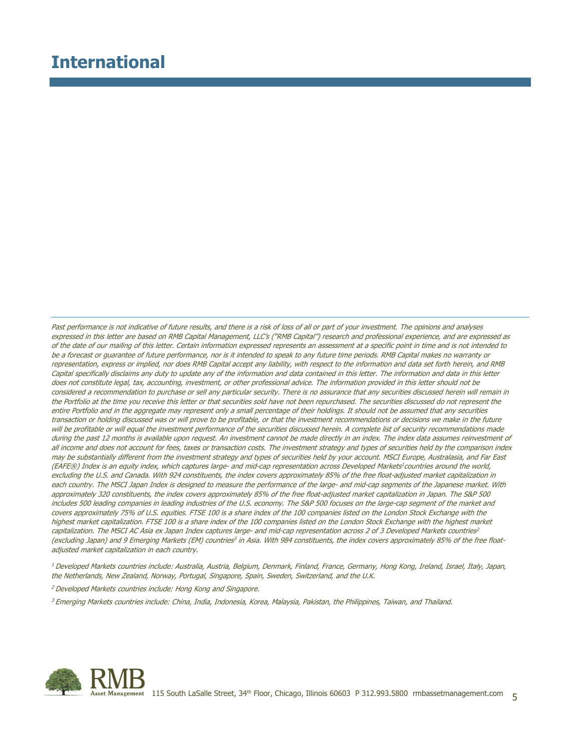# International

*Past performance is not indicative of future results, and there is a risk of loss of all or part of your investment. The opinions and analyses expressed in this letter are based on RMB Capital Management, LLC's ("RMB Capital") research and professional experience, and are expressed as of the date of our mailing of this letter. Certain information expressed represents an assessment at a specific point in time and is not intended to be a forecast or guarantee of future performance, nor is it intended to speak to any future time periods. RMB Capital makes no warranty or representation, express or implied, nor does RMB Capital accept any liability, with respect to the information and data set forth herein, and RMB Capital specifically disclaims any duty to update any of the information and data contained in this letter. The information and data in this letter does not constitute legal, tax, accounting, investment, or other professional advice. The information provided in this letter should not be considered a recommendation to purchase or sell any particular security. There is no assurance that any securities discussed herein will remain in the Portfolio at the time you receive this letter or that securities sold have not been repurchased. The securities discussed do not represent the entire Portfolio and in the aggregate may represent only a small percentage of their holdings. It should not be assumed that any securities transaction or holding discussed was or will prove to be profitable, or that the investment recommendations or decisions we make in the future will be profitable or will equal the investment performance of the securities discussed herein. A complete list of security recommendations made during the past 12 months is available upon request. An investment cannot be made directly in an index. The index data assumes reinvestment of all income and does not account for fees, taxes or transaction costs. The investment strategy and types of securities held by the comparison index may be substantially different from the investment strategy and types of securities held by your account. MSCI Europe, Australasia, and Far East (EAFE®) Index is an equity index, which captures large- and mid-cap representation across Developed Markets[1] countries around the world, excluding the U.S. and Canada. With 924 constituents, the index covers approximately 85% of the free float-adjusted market capitalization in each country. The MSCI Japan Index is designed to measure the performance of the large- and mid-cap segments of the Japanese market. With approximately 320 constituents, the index covers approximately 85% of the free float-adjusted market capitalization in Japan. The S&P 500 includes 500 leading companies in leading industries of the U.S. economy. The S&P 500 focuses on the large-cap segment of the market and covers approximately 75% of U.S. equities. FTSE 100 is a share index of the 100 companies listed on the London Stock Exchange with the highest market capitalization. FTSE 100 is a share index of the 100 companies listed on the London Stock Exchange with the highest market capitalization. The MSCI AC Asia ex Japan Index captures large- and mid-cap representation across 2 of 3 Developed Markets countries[2] (excluding Japan) and 9 Emerging Markets (EM) countries[3] in Asia. With 984 constituents, the index covers approximately 85% of the free float-adjusted market capitalization in each country.*

*[1] Developed Markets countries include: Australia, Austria, Belgium, Denmark, Finland, France, Germany, Hong Kong, Ireland, Israel, Italy, Japan, the Netherlands, New Zealand, Norway, Portugal, Singapore, Spain, Sweden, Switzerland, and the U.K.*

*[2] Developed Markets countries include: Hong Kong and Singapore.*

*[3] Emerging Markets countries include: China, India, Indonesia, Korea, Malaysia, Pakistan, the Philippines, Taiwan, and Thailand.*

RMB Asset Management 115 South LaSalle Street, 34th Floor, Chicago, Illinois 60603 P 312.993.5800 rmbassetmanagement.com